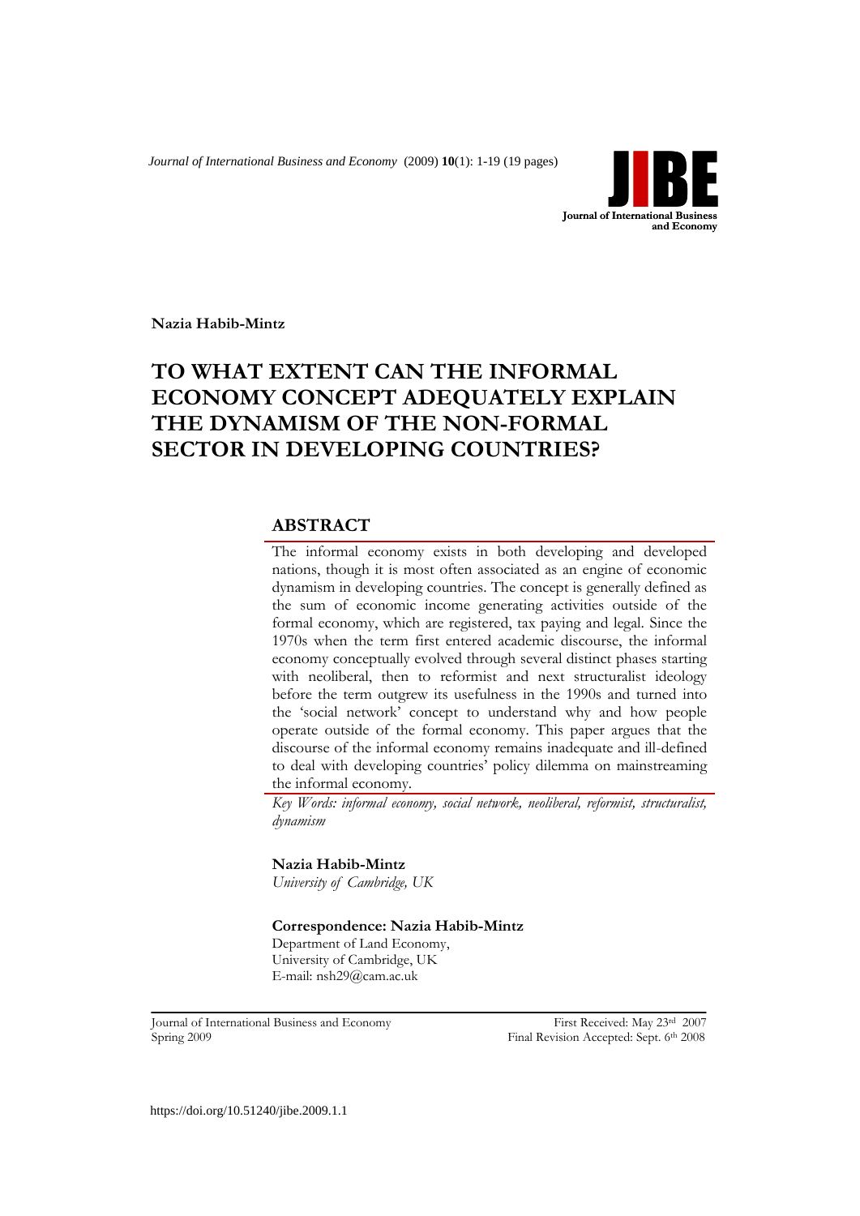Nazia Habib-Mintz

# TO WHAT EXTENT CAN THE INFORMAL ECONOMY CONCEPT ADEQUATELY EXPLAIN THE DYNAMISM OF THE NON-FORMAL SECTOR IN DEVELOPING COUNTRIES?

## ABSTRACT

The informal economy exists in both developing and developed nations, though it is most often associated as an engine of economic dynamism in developing countries. The concept is generally defined as the sum of economic income generating activities outside of the formal economy, which are registered, tax paying and legal. Since the 1970s when the term first entered academic discourse, the informal economy conceptually evolved through several distinct phases starting with neoliberal, then to reformist and next structuralist ideology before the term outgrew its usefulness in the 1990s and turned into the 'social network' concept to understand why and how people operate outside of the formal economy. This paper argues that the discourse of the informal economy remains inadequate and ill-defined to deal with developing countries' policy dilemma on mainstreaming the informal economy.

*Key Words: informal economy, social network, neoliberal, reformist, structuralist, dynamism*

**Nazia Habib-Mintz**
*University of Cambridge, UK*

**Correspondence: Nazia Habib-Mintz**
Department of Land Economy,
University of Cambridge, UK
E-mail: nsh29@cam.ac.uk

Journal of International Business and Economy
Spring 2009

First Received: May 23rd 2007
Final Revision Accepted: Sept. 6th 2008

https://doi.org/10.51240/jibe.2009.1.1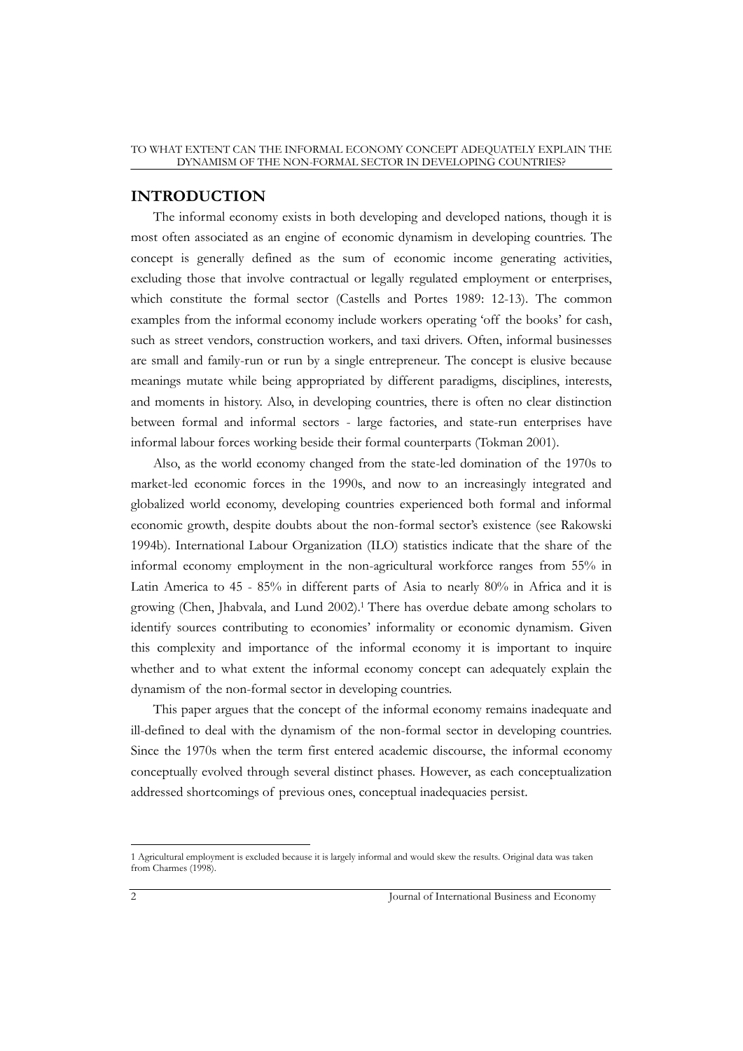## INTRODUCTION

The informal economy exists in both developing and developed nations, though it is most often associated as an engine of economic dynamism in developing countries. The concept is generally defined as the sum of economic income generating activities, excluding those that involve contractual or legally regulated employment or enterprises, which constitute the formal sector (Castells and Portes 1989: 12-13). The common examples from the informal economy include workers operating 'off the books' for cash, such as street vendors, construction workers, and taxi drivers. Often, informal businesses are small and family-run or run by a single entrepreneur. The concept is elusive because meanings mutate while being appropriated by different paradigms, disciplines, interests, and moments in history. Also, in developing countries, there is often no clear distinction between formal and informal sectors - large factories, and state-run enterprises have informal labour forces working beside their formal counterparts (Tokman 2001).

Also, as the world economy changed from the state-led domination of the 1970s to market-led economic forces in the 1990s, and now to an increasingly integrated and globalized world economy, developing countries experienced both formal and informal economic growth, despite doubts about the non-formal sector's existence (see Rakowski 1994b). International Labour Organization (ILO) statistics indicate that the share of the informal economy employment in the non-agricultural workforce ranges from 55% in Latin America to 45 - 85% in different parts of Asia to nearly 80% in Africa and it is growing (Chen, Jhabvala, and Lund 2002).[1] There has overdue debate among scholars to identify sources contributing to economies' informality or economic dynamism. Given this complexity and importance of the informal economy it is important to inquire whether and to what extent the informal economy concept can adequately explain the dynamism of the non-formal sector in developing countries.

This paper argues that the concept of the informal economy remains inadequate and ill-defined to deal with the dynamism of the non-formal sector in developing countries. Since the 1970s when the term first entered academic discourse, the informal economy conceptually evolved through several distinct phases. However, as each conceptualization addressed shortcomings of previous ones, conceptual inadequacies persist.

---

[1] Agricultural employment is excluded because it is largely informal and would skew the results. Original data was taken from Charmes (1998).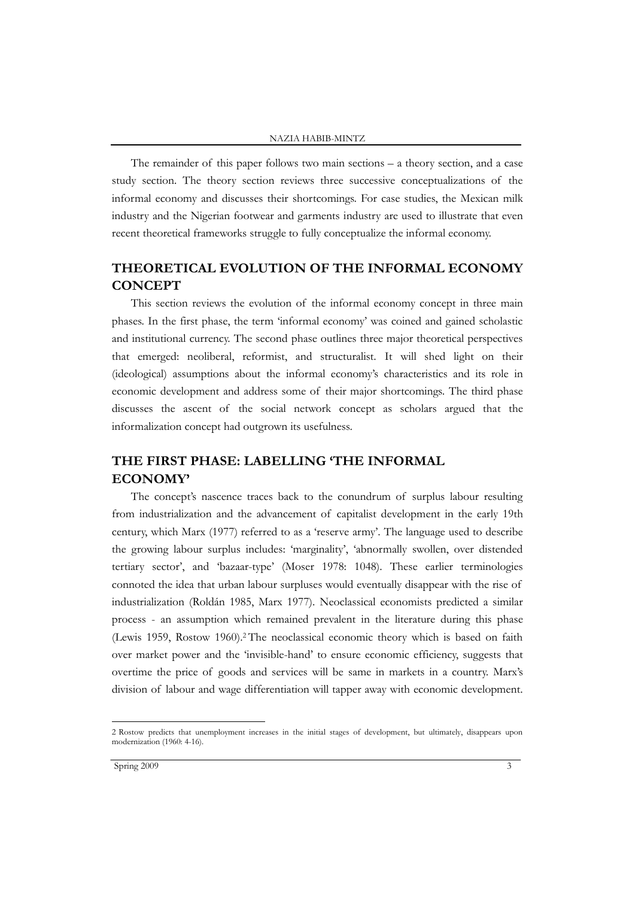The remainder of this paper follows two main sections – a theory section, and a case study section. The theory section reviews three successive conceptualizations of the informal economy and discusses their shortcomings. For case studies, the Mexican milk industry and the Nigerian footwear and garments industry are used to illustrate that even recent theoretical frameworks struggle to fully conceptualize the informal economy.

## THEORETICAL EVOLUTION OF THE INFORMAL ECONOMY CONCEPT

This section reviews the evolution of the informal economy concept in three main phases. In the first phase, the term 'informal economy' was coined and gained scholastic and institutional currency. The second phase outlines three major theoretical perspectives that emerged: neoliberal, reformist, and structuralist. It will shed light on their (ideological) assumptions about the informal economy's characteristics and its role in economic development and address some of their major shortcomings. The third phase discusses the ascent of the social network concept as scholars argued that the informalization concept had outgrown its usefulness.

## THE FIRST PHASE: LABELLING 'THE INFORMAL ECONOMY'

The concept's nascence traces back to the conundrum of surplus labour resulting from industrialization and the advancement of capitalist development in the early 19th century, which Marx (1977) referred to as a 'reserve army'. The language used to describe the growing labour surplus includes: 'marginality', 'abnormally swollen, over distended tertiary sector', and 'bazaar-type' (Moser 1978: 1048). These earlier terminologies connoted the idea that urban labour surpluses would eventually disappear with the rise of industrialization (Roldán 1985, Marx 1977). Neoclassical economists predicted a similar process - an assumption which remained prevalent in the literature during this phase (Lewis 1959, Rostow 1960).[2] The neoclassical economic theory which is based on faith over market power and the 'invisible-hand' to ensure economic efficiency, suggests that overtime the price of goods and services will be same in markets in a country. Marx's division of labour and wage differentiation will tapper away with economic development.

---

2 Rostow predicts that unemployment increases in the initial stages of development, but ultimately, disappears upon modernization (1960: 4-16).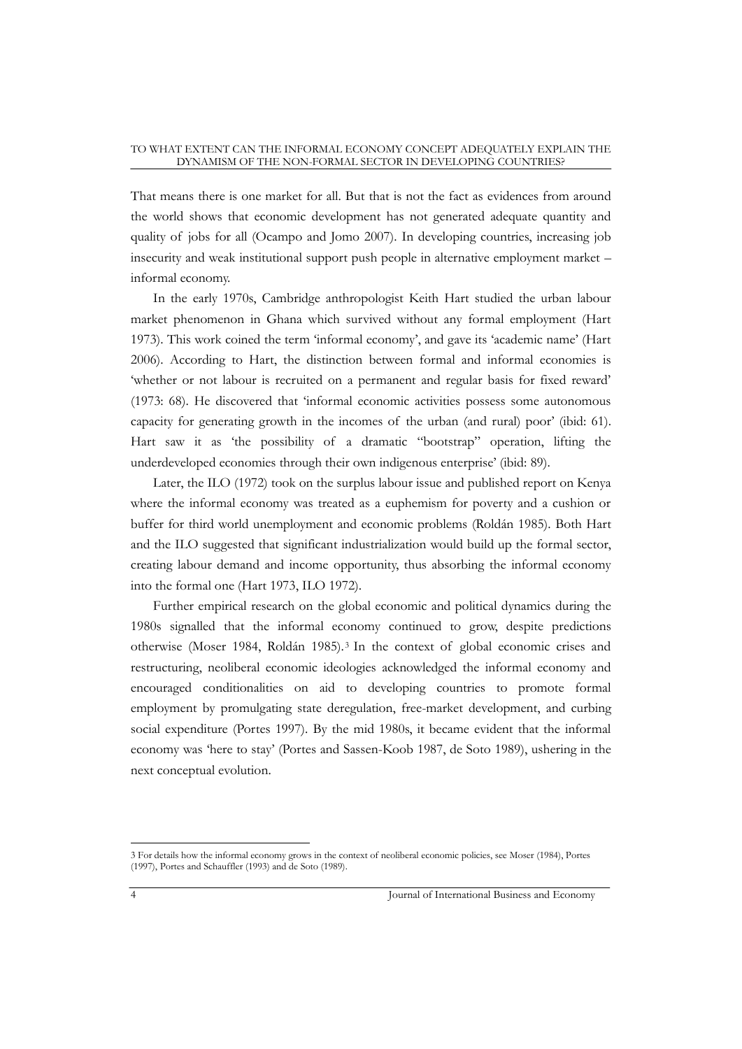That means there is one market for all. But that is not the fact as evidences from around the world shows that economic development has not generated adequate quantity and quality of jobs for all (Ocampo and Jomo 2007). In developing countries, increasing job insecurity and weak institutional support push people in alternative employment market – informal economy.

In the early 1970s, Cambridge anthropologist Keith Hart studied the urban labour market phenomenon in Ghana which survived without any formal employment (Hart 1973). This work coined the term 'informal economy', and gave its 'academic name' (Hart 2006). According to Hart, the distinction between formal and informal economies is 'whether or not labour is recruited on a permanent and regular basis for fixed reward' (1973: 68). He discovered that 'informal economic activities possess some autonomous capacity for generating growth in the incomes of the urban (and rural) poor' (ibid: 61). Hart saw it as 'the possibility of a dramatic "bootstrap" operation, lifting the underdeveloped economies through their own indigenous enterprise' (ibid: 89).

Later, the ILO (1972) took on the surplus labour issue and published report on Kenya where the informal economy was treated as a euphemism for poverty and a cushion or buffer for third world unemployment and economic problems (Roldán 1985). Both Hart and the ILO suggested that significant industrialization would build up the formal sector, creating labour demand and income opportunity, thus absorbing the informal economy into the formal one (Hart 1973, ILO 1972).

Further empirical research on the global economic and political dynamics during the 1980s signalled that the informal economy continued to grow, despite predictions otherwise (Moser 1984, Roldán 1985).[3] In the context of global economic crises and restructuring, neoliberal economic ideologies acknowledged the informal economy and encouraged conditionalities on aid to developing countries to promote formal employment by promulgating state deregulation, free-market development, and curbing social expenditure (Portes 1997). By the mid 1980s, it became evident that the informal economy was 'here to stay' (Portes and Sassen-Koob 1987, de Soto 1989), ushering in the next conceptual evolution.

---

3 For details how the informal economy grows in the context of neoliberal economic policies, see Moser (1984), Portes (1997), Portes and Schauffler (1993) and de Soto (1989).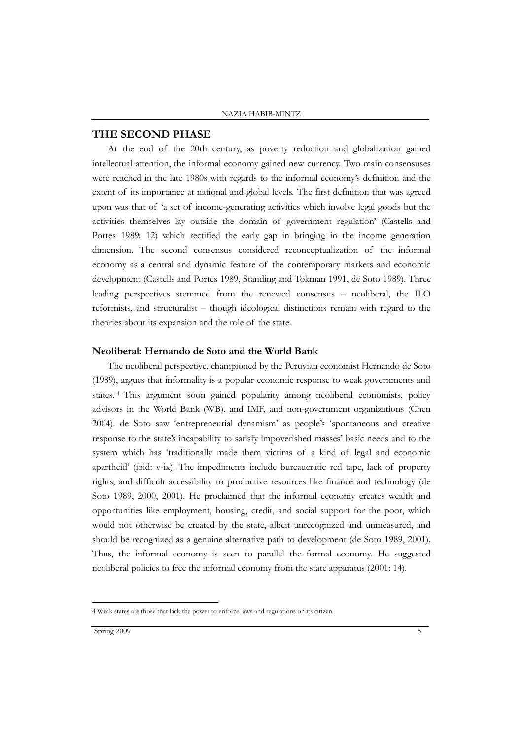## THE SECOND PHASE

At the end of the 20th century, as poverty reduction and globalization gained intellectual attention, the informal economy gained new currency. Two main consensuses were reached in the late 1980s with regards to the informal economy's definition and the extent of its importance at national and global levels. The first definition that was agreed upon was that of 'a set of income-generating activities which involve legal goods but the activities themselves lay outside the domain of government regulation' (Castells and Portes 1989: 12) which rectified the early gap in bringing in the income generation dimension. The second consensus considered reconceptualization of the informal economy as a central and dynamic feature of the contemporary markets and economic development (Castells and Portes 1989, Standing and Tokman 1991, de Soto 1989). Three leading perspectives stemmed from the renewed consensus – neoliberal, the ILO reformists, and structuralist – though ideological distinctions remain with regard to the theories about its expansion and the role of the state.

### Neoliberal: Hernando de Soto and the World Bank

The neoliberal perspective, championed by the Peruvian economist Hernando de Soto (1989), argues that informality is a popular economic response to weak governments and states.[4] This argument soon gained popularity among neoliberal economists, policy advisors in the World Bank (WB), and IMF, and non-government organizations (Chen 2004). de Soto saw 'entrepreneurial dynamism' as people's 'spontaneous and creative response to the state's incapability to satisfy impoverished masses' basic needs and to the system which has 'traditionally made them victims of a kind of legal and economic apartheid' (ibid: v-ix). The impediments include bureaucratic red tape, lack of property rights, and difficult accessibility to productive resources like finance and technology (de Soto 1989, 2000, 2001). He proclaimed that the informal economy creates wealth and opportunities like employment, housing, credit, and social support for the poor, which would not otherwise be created by the state, albeit unrecognized and unmeasured, and should be recognized as a genuine alternative path to development (de Soto 1989, 2001). Thus, the informal economy is seen to parallel the formal economy. He suggested neoliberal policies to free the informal economy from the state apparatus (2001: 14).

---

4 Weak states are those that lack the power to enforce laws and regulations on its citizen.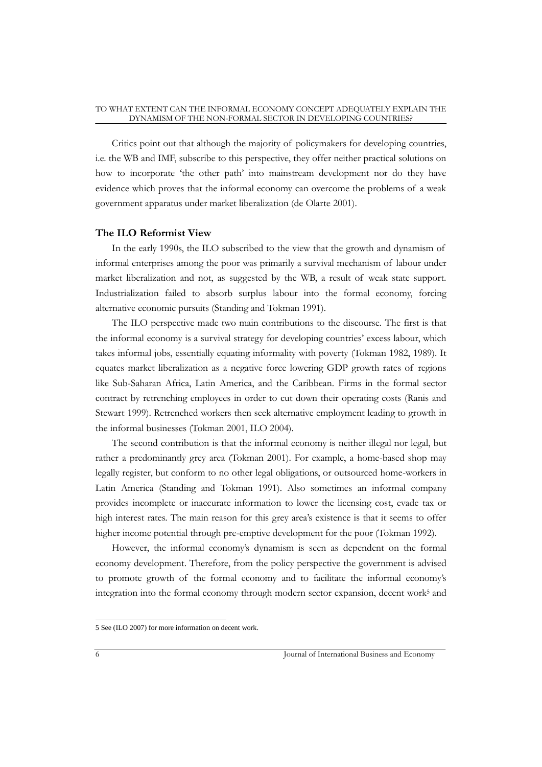Critics point out that although the majority of policymakers for developing countries, i.e. the WB and IMF, subscribe to this perspective, they offer neither practical solutions on how to incorporate 'the other path' into mainstream development nor do they have evidence which proves that the informal economy can overcome the problems of a weak government apparatus under market liberalization (de Olarte 2001).

## The ILO Reformist View

In the early 1990s, the ILO subscribed to the view that the growth and dynamism of informal enterprises among the poor was primarily a survival mechanism of labour under market liberalization and not, as suggested by the WB, a result of weak state support. Industrialization failed to absorb surplus labour into the formal economy, forcing alternative economic pursuits (Standing and Tokman 1991).

The ILO perspective made two main contributions to the discourse. The first is that the informal economy is a survival strategy for developing countries' excess labour, which takes informal jobs, essentially equating informality with poverty (Tokman 1982, 1989). It equates market liberalization as a negative force lowering GDP growth rates of regions like Sub-Saharan Africa, Latin America, and the Caribbean. Firms in the formal sector contract by retrenching employees in order to cut down their operating costs (Ranis and Stewart 1999). Retrenched workers then seek alternative employment leading to growth in the informal businesses (Tokman 2001, ILO 2004).

The second contribution is that the informal economy is neither illegal nor legal, but rather a predominantly grey area (Tokman 2001). For example, a home-based shop may legally register, but conform to no other legal obligations, or outsourced home-workers in Latin America (Standing and Tokman 1991). Also sometimes an informal company provides incomplete or inaccurate information to lower the licensing cost, evade tax or high interest rates. The main reason for this grey area's existence is that it seems to offer higher income potential through pre-emptive development for the poor (Tokman 1992).

However, the informal economy's dynamism is seen as dependent on the formal economy development. Therefore, from the policy perspective the government is advised to promote growth of the formal economy and to facilitate the informal economy's integration into the formal economy through modern sector expansion, decent work[5] and

[5] See (ILO 2007) for more information on decent work.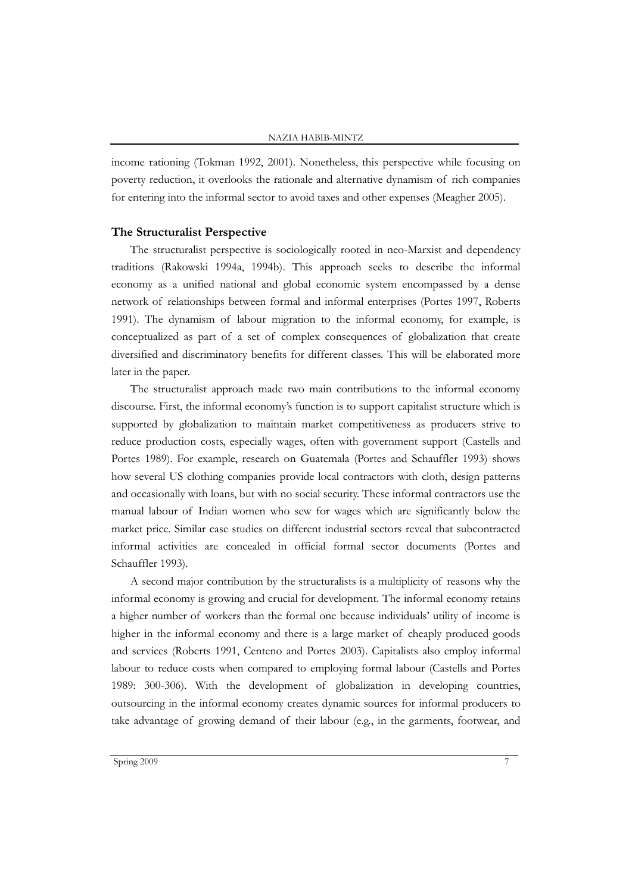income rationing (Tokman 1992, 2001). Nonetheless, this perspective while focusing on poverty reduction, it overlooks the rationale and alternative dynamism of rich companies for entering into the informal sector to avoid taxes and other expenses (Meagher 2005).

### The Structuralist Perspective

The structuralist perspective is sociologically rooted in neo-Marxist and dependency traditions (Rakowski 1994a, 1994b). This approach seeks to describe the informal economy as a unified national and global economic system encompassed by a dense network of relationships between formal and informal enterprises (Portes 1997, Roberts 1991). The dynamism of labour migration to the informal economy, for example, is conceptualized as part of a set of complex consequences of globalization that create diversified and discriminatory benefits for different classes. This will be elaborated more later in the paper.

The structuralist approach made two main contributions to the informal economy discourse. First, the informal economy's function is to support capitalist structure which is supported by globalization to maintain market competitiveness as producers strive to reduce production costs, especially wages, often with government support (Castells and Portes 1989). For example, research on Guatemala (Portes and Schauffler 1993) shows how several US clothing companies provide local contractors with cloth, design patterns and occasionally with loans, but with no social security. These informal contractors use the manual labour of Indian women who sew for wages which are significantly below the market price. Similar case studies on different industrial sectors reveal that subcontracted informal activities are concealed in official formal sector documents (Portes and Schauffler 1993).

A second major contribution by the structuralists is a multiplicity of reasons why the informal economy is growing and crucial for development. The informal economy retains a higher number of workers than the formal one because individuals' utility of income is higher in the informal economy and there is a large market of cheaply produced goods and services (Roberts 1991, Centeno and Portes 2003). Capitalists also employ informal labour to reduce costs when compared to employing formal labour (Castells and Portes 1989: 300-306). With the development of globalization in developing countries, outsourcing in the informal economy creates dynamic sources for informal producers to take advantage of growing demand of their labour (e.g., in the garments, footwear, and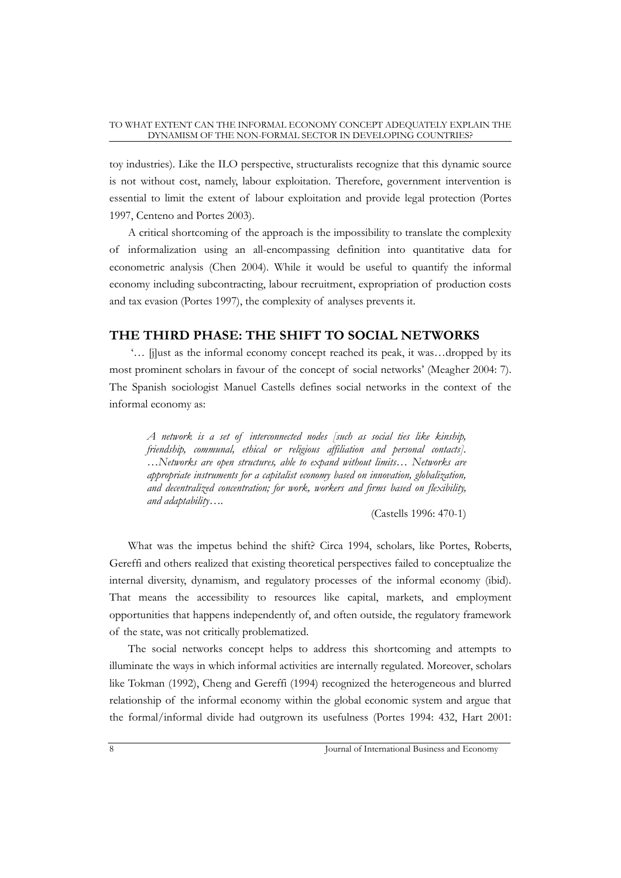toy industries). Like the ILO perspective, structuralists recognize that this dynamic source is not without cost, namely, labour exploitation. Therefore, government intervention is essential to limit the extent of labour exploitation and provide legal protection (Portes 1997, Centeno and Portes 2003).

A critical shortcoming of the approach is the impossibility to translate the complexity of informalization using an all-encompassing definition into quantitative data for econometric analysis (Chen 2004). While it would be useful to quantify the informal economy including subcontracting, labour recruitment, expropriation of production costs and tax evasion (Portes 1997), the complexity of analyses prevents it.

## THE THIRD PHASE: THE SHIFT TO SOCIAL NETWORKS

'… [j]ust as the informal economy concept reached its peak, it was…dropped by its most prominent scholars in favour of the concept of social networks' (Meagher 2004: 7). The Spanish sociologist Manuel Castells defines social networks in the context of the informal economy as:

> *A network is a set of interconnected nodes [such as social ties like kinship, friendship, communal, ethical or religious affiliation and personal contacts]. …Networks are open structures, able to expand without limits… Networks are appropriate instruments for a capitalist economy based on innovation, globalization, and decentralized concentration; for work, workers and firms based on flexibility, and adaptability….*
>
> (Castells 1996: 470-1)

What was the impetus behind the shift? Circa 1994, scholars, like Portes, Roberts, Gereffi and others realized that existing theoretical perspectives failed to conceptualize the internal diversity, dynamism, and regulatory processes of the informal economy (ibid). That means the accessibility to resources like capital, markets, and employment opportunities that happens independently of, and often outside, the regulatory framework of the state, was not critically problematized.

The social networks concept helps to address this shortcoming and attempts to illuminate the ways in which informal activities are internally regulated. Moreover, scholars like Tokman (1992), Cheng and Gereffi (1994) recognized the heterogeneous and blurred relationship of the informal economy within the global economic system and argue that the formal/informal divide had outgrown its usefulness (Portes 1994: 432, Hart 2001: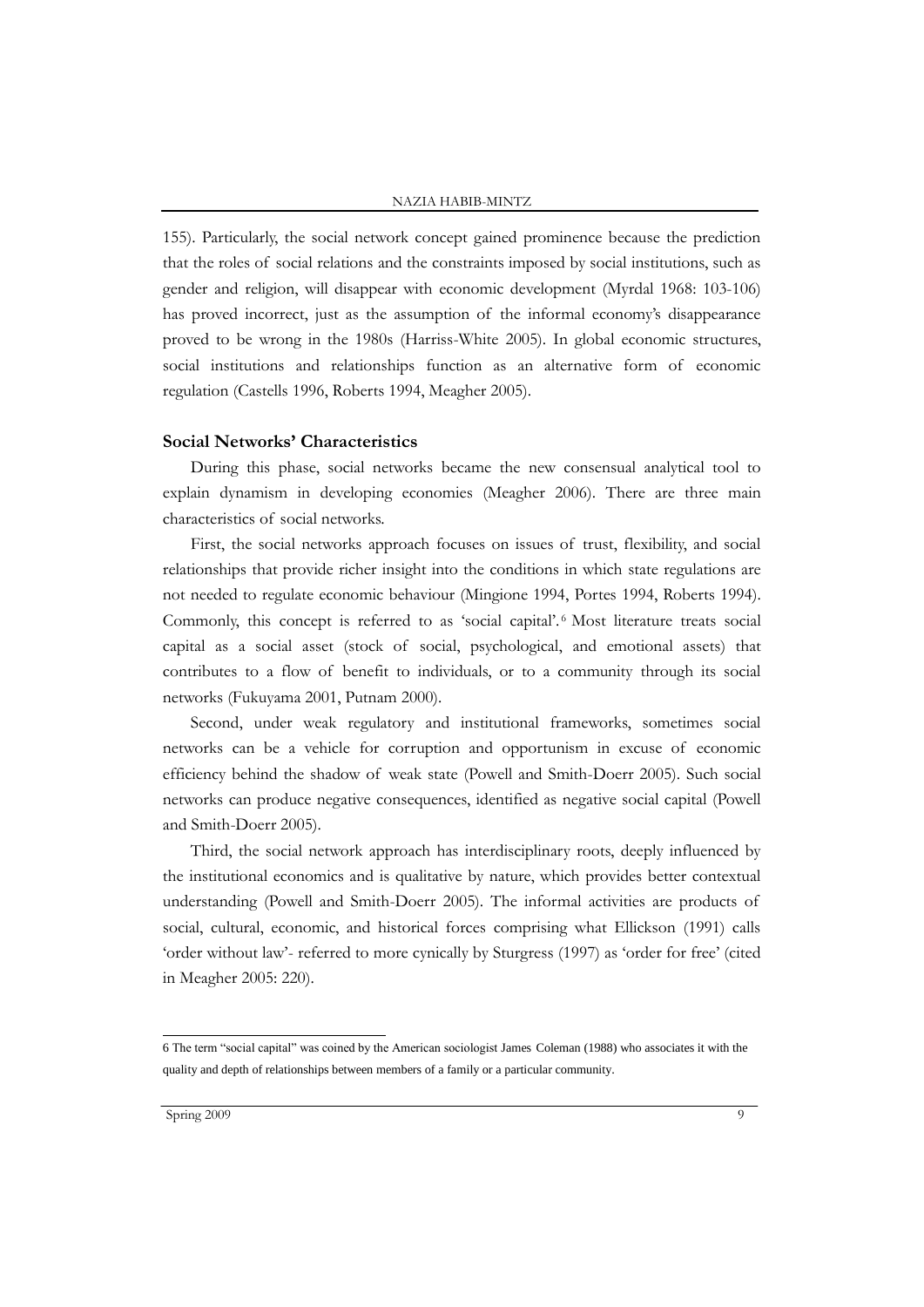155). Particularly, the social network concept gained prominence because the prediction that the roles of social relations and the constraints imposed by social institutions, such as gender and religion, will disappear with economic development (Myrdal 1968: 103-106) has proved incorrect, just as the assumption of the informal economy's disappearance proved to be wrong in the 1980s (Harriss-White 2005). In global economic structures, social institutions and relationships function as an alternative form of economic regulation (Castells 1996, Roberts 1994, Meagher 2005).

### Social Networks' Characteristics

During this phase, social networks became the new consensual analytical tool to explain dynamism in developing economies (Meagher 2006). There are three main characteristics of social networks.

First, the social networks approach focuses on issues of trust, flexibility, and social relationships that provide richer insight into the conditions in which state regulations are not needed to regulate economic behaviour (Mingione 1994, Portes 1994, Roberts 1994). Commonly, this concept is referred to as 'social capital'.[6] Most literature treats social capital as a social asset (stock of social, psychological, and emotional assets) that contributes to a flow of benefit to individuals, or to a community through its social networks (Fukuyama 2001, Putnam 2000).

Second, under weak regulatory and institutional frameworks, sometimes social networks can be a vehicle for corruption and opportunism in excuse of economic efficiency behind the shadow of weak state (Powell and Smith-Doerr 2005). Such social networks can produce negative consequences, identified as negative social capital (Powell and Smith-Doerr 2005).

Third, the social network approach has interdisciplinary roots, deeply influenced by the institutional economics and is qualitative by nature, which provides better contextual understanding (Powell and Smith-Doerr 2005). The informal activities are products of social, cultural, economic, and historical forces comprising what Ellickson (1991) calls 'order without law'- referred to more cynically by Sturgress (1997) as 'order for free' (cited in Meagher 2005: 220).

---

6 The term "social capital" was coined by the American sociologist James Coleman (1988) who associates it with the quality and depth of relationships between members of a family or a particular community.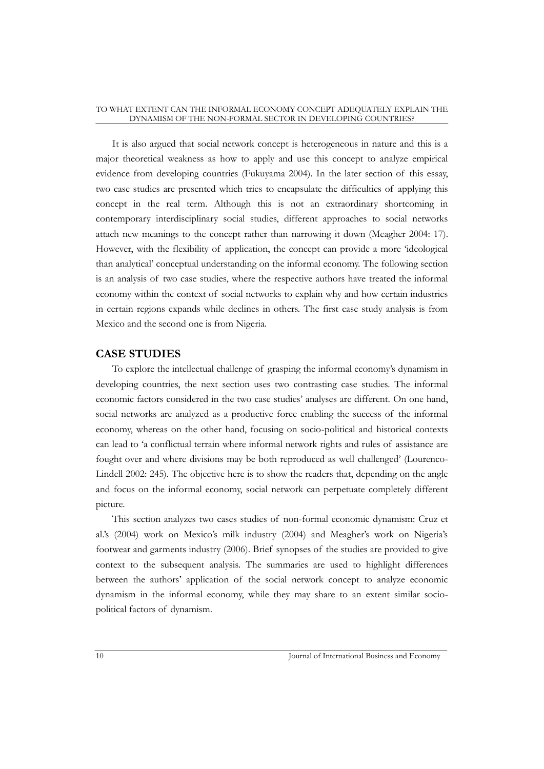It is also argued that social network concept is heterogeneous in nature and this is a major theoretical weakness as how to apply and use this concept to analyze empirical evidence from developing countries (Fukuyama 2004). In the later section of this essay, two case studies are presented which tries to encapsulate the difficulties of applying this concept in the real term. Although this is not an extraordinary shortcoming in contemporary interdisciplinary social studies, different approaches to social networks attach new meanings to the concept rather than narrowing it down (Meagher 2004: 17). However, with the flexibility of application, the concept can provide a more 'ideological than analytical' conceptual understanding on the informal economy. The following section is an analysis of two case studies, where the respective authors have treated the informal economy within the context of social networks to explain why and how certain industries in certain regions expands while declines in others. The first case study analysis is from Mexico and the second one is from Nigeria.

## CASE STUDIES

To explore the intellectual challenge of grasping the informal economy's dynamism in developing countries, the next section uses two contrasting case studies. The informal economic factors considered in the two case studies' analyses are different. On one hand, social networks are analyzed as a productive force enabling the success of the informal economy, whereas on the other hand, focusing on socio-political and historical contexts can lead to 'a conflictual terrain where informal network rights and rules of assistance are fought over and where divisions may be both reproduced as well challenged' (Lourenco-Lindell 2002: 245). The objective here is to show the readers that, depending on the angle and focus on the informal economy, social network can perpetuate completely different picture.

This section analyzes two cases studies of non-formal economic dynamism: Cruz et al.'s (2004) work on Mexico's milk industry (2004) and Meagher's work on Nigeria's footwear and garments industry (2006). Brief synopses of the studies are provided to give context to the subsequent analysis. The summaries are used to highlight differences between the authors' application of the social network concept to analyze economic dynamism in the informal economy, while they may share to an extent similar socio-political factors of dynamism.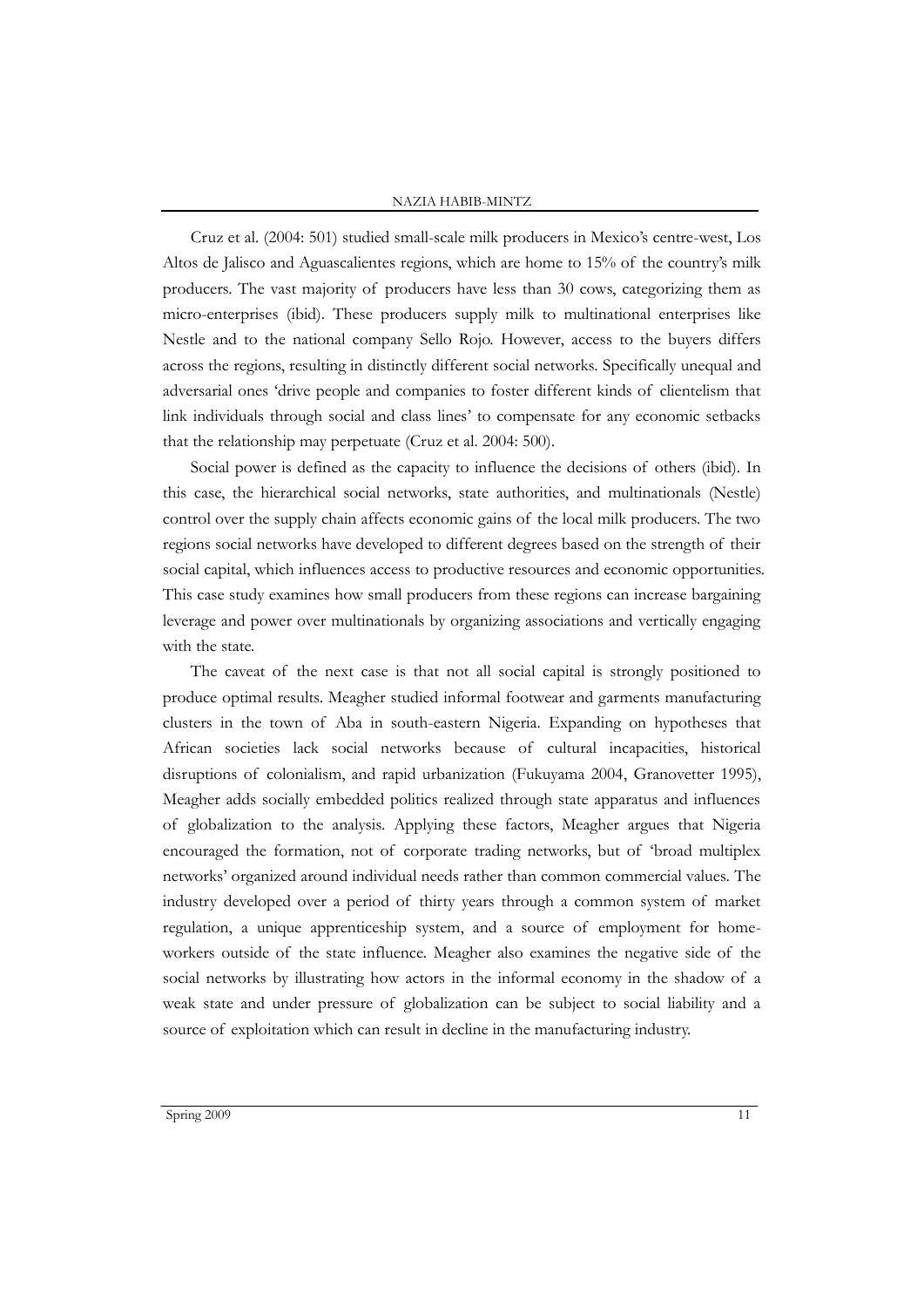Cruz et al. (2004: 501) studied small-scale milk producers in Mexico's centre-west, Los Altos de Jalisco and Aguascalientes regions, which are home to 15% of the country's milk producers. The vast majority of producers have less than 30 cows, categorizing them as micro-enterprises (ibid). These producers supply milk to multinational enterprises like Nestle and to the national company Sello Rojo. However, access to the buyers differs across the regions, resulting in distinctly different social networks. Specifically unequal and adversarial ones 'drive people and companies to foster different kinds of clientelism that link individuals through social and class lines' to compensate for any economic setbacks that the relationship may perpetuate (Cruz et al. 2004: 500).

Social power is defined as the capacity to influence the decisions of others (ibid). In this case, the hierarchical social networks, state authorities, and multinationals (Nestle) control over the supply chain affects economic gains of the local milk producers. The two regions social networks have developed to different degrees based on the strength of their social capital, which influences access to productive resources and economic opportunities. This case study examines how small producers from these regions can increase bargaining leverage and power over multinationals by organizing associations and vertically engaging with the state.

The caveat of the next case is that not all social capital is strongly positioned to produce optimal results. Meagher studied informal footwear and garments manufacturing clusters in the town of Aba in south-eastern Nigeria. Expanding on hypotheses that African societies lack social networks because of cultural incapacities, historical disruptions of colonialism, and rapid urbanization (Fukuyama 2004, Granovetter 1995), Meagher adds socially embedded politics realized through state apparatus and influences of globalization to the analysis. Applying these factors, Meagher argues that Nigeria encouraged the formation, not of corporate trading networks, but of 'broad multiplex networks' organized around individual needs rather than common commercial values. The industry developed over a period of thirty years through a common system of market regulation, a unique apprenticeship system, and a source of employment for home-workers outside of the state influence. Meagher also examines the negative side of the social networks by illustrating how actors in the informal economy in the shadow of a weak state and under pressure of globalization can be subject to social liability and a source of exploitation which can result in decline in the manufacturing industry.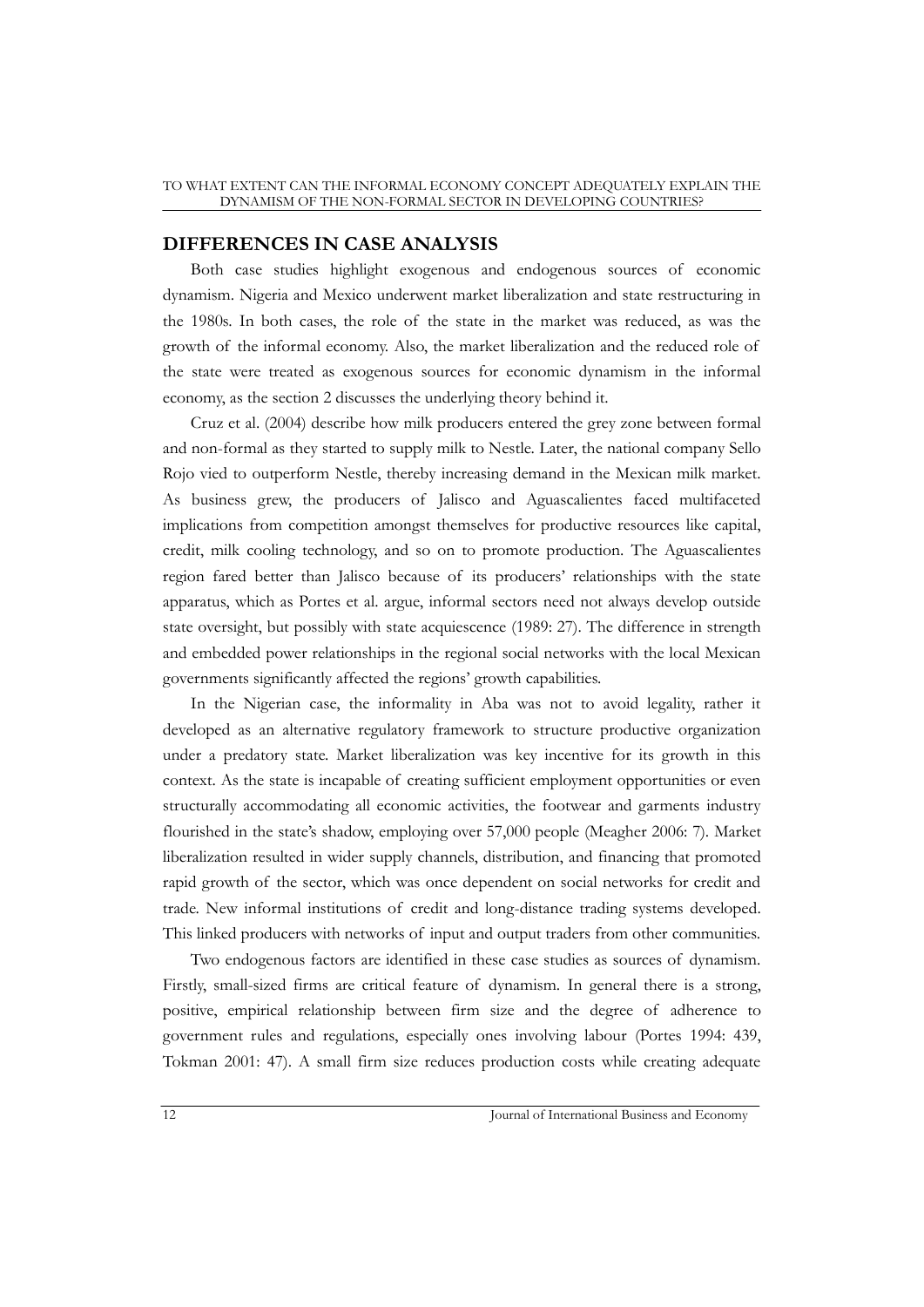## DIFFERENCES IN CASE ANALYSIS

Both case studies highlight exogenous and endogenous sources of economic dynamism. Nigeria and Mexico underwent market liberalization and state restructuring in the 1980s. In both cases, the role of the state in the market was reduced, as was the growth of the informal economy. Also, the market liberalization and the reduced role of the state were treated as exogenous sources for economic dynamism in the informal economy, as the section 2 discusses the underlying theory behind it.

Cruz et al. (2004) describe how milk producers entered the grey zone between formal and non-formal as they started to supply milk to Nestle. Later, the national company Sello Rojo vied to outperform Nestle, thereby increasing demand in the Mexican milk market. As business grew, the producers of Jalisco and Aguascalientes faced multifaceted implications from competition amongst themselves for productive resources like capital, credit, milk cooling technology, and so on to promote production. The Aguascalientes region fared better than Jalisco because of its producers' relationships with the state apparatus, which as Portes et al. argue, informal sectors need not always develop outside state oversight, but possibly with state acquiescence (1989: 27). The difference in strength and embedded power relationships in the regional social networks with the local Mexican governments significantly affected the regions' growth capabilities.

In the Nigerian case, the informality in Aba was not to avoid legality, rather it developed as an alternative regulatory framework to structure productive organization under a predatory state. Market liberalization was key incentive for its growth in this context. As the state is incapable of creating sufficient employment opportunities or even structurally accommodating all economic activities, the footwear and garments industry flourished in the state's shadow, employing over 57,000 people (Meagher 2006: 7). Market liberalization resulted in wider supply channels, distribution, and financing that promoted rapid growth of the sector, which was once dependent on social networks for credit and trade. New informal institutions of credit and long-distance trading systems developed. This linked producers with networks of input and output traders from other communities.

Two endogenous factors are identified in these case studies as sources of dynamism. Firstly, small-sized firms are critical feature of dynamism. In general there is a strong, positive, empirical relationship between firm size and the degree of adherence to government rules and regulations, especially ones involving labour (Portes 1994: 439, Tokman 2001: 47). A small firm size reduces production costs while creating adequate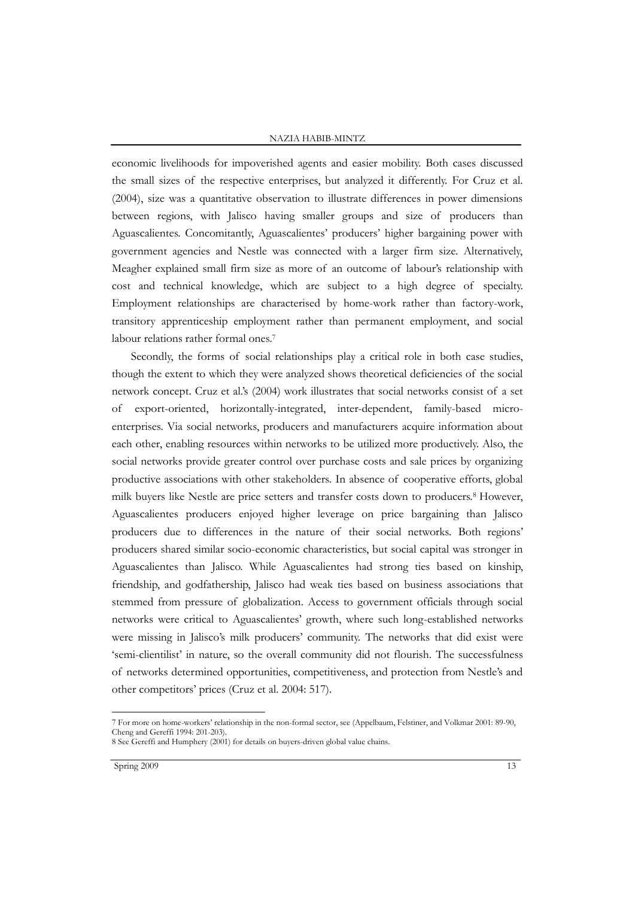economic livelihoods for impoverished agents and easier mobility. Both cases discussed the small sizes of the respective enterprises, but analyzed it differently. For Cruz et al. (2004), size was a quantitative observation to illustrate differences in power dimensions between regions, with Jalisco having smaller groups and size of producers than Aguascalientes. Concomitantly, Aguascalientes' producers' higher bargaining power with government agencies and Nestle was connected with a larger firm size. Alternatively, Meagher explained small firm size as more of an outcome of labour's relationship with cost and technical knowledge, which are subject to a high degree of specialty. Employment relationships are characterised by home-work rather than factory-work, transitory apprenticeship employment rather than permanent employment, and social labour relations rather formal ones.[7]

Secondly, the forms of social relationships play a critical role in both case studies, though the extent to which they were analyzed shows theoretical deficiencies of the social network concept. Cruz et al.'s (2004) work illustrates that social networks consist of a set of export-oriented, horizontally-integrated, inter-dependent, family-based micro-enterprises. Via social networks, producers and manufacturers acquire information about each other, enabling resources within networks to be utilized more productively. Also, the social networks provide greater control over purchase costs and sale prices by organizing productive associations with other stakeholders. In absence of cooperative efforts, global milk buyers like Nestle are price setters and transfer costs down to producers.[8] However, Aguascalientes producers enjoyed higher leverage on price bargaining than Jalisco producers due to differences in the nature of their social networks. Both regions' producers shared similar socio-economic characteristics, but social capital was stronger in Aguascalientes than Jalisco. While Aguascalientes had strong ties based on kinship, friendship, and godfathership, Jalisco had weak ties based on business associations that stemmed from pressure of globalization. Access to government officials through social networks were critical to Aguascalientes' growth, where such long-established networks were missing in Jalisco's milk producers' community. The networks that did exist were 'semi-clientilist' in nature, so the overall community did not flourish. The successfulness of networks determined opportunities, competitiveness, and protection from Nestle's and other competitors' prices (Cruz et al. 2004: 517).

---

7 For more on home-workers' relationship in the non-formal sector, see (Appelbaum, Felstiner, and Volkmar 2001: 89-90, Cheng and Gereffi 1994: 201-203).

8 See Gereffi and Humphery (2001) for details on buyers-driven global value chains.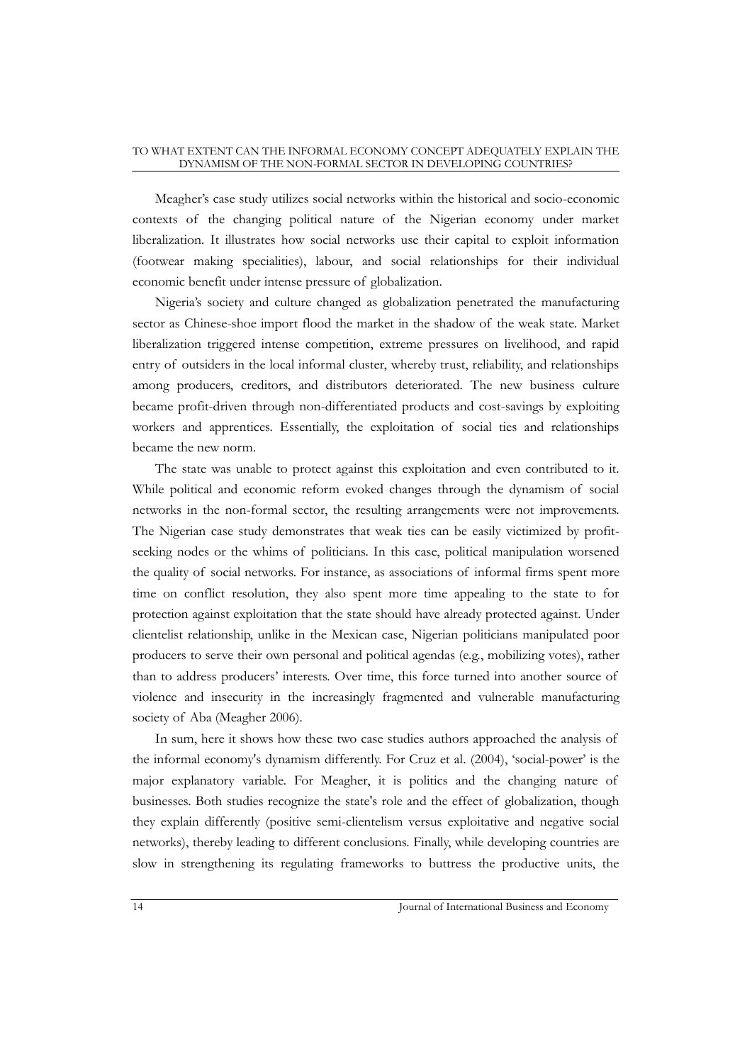Meagher's case study utilizes social networks within the historical and socio-economic contexts of the changing political nature of the Nigerian economy under market liberalization. It illustrates how social networks use their capital to exploit information (footwear making specialities), labour, and social relationships for their individual economic benefit under intense pressure of globalization.

Nigeria's society and culture changed as globalization penetrated the manufacturing sector as Chinese-shoe import flood the market in the shadow of the weak state. Market liberalization triggered intense competition, extreme pressures on livelihood, and rapid entry of outsiders in the local informal cluster, whereby trust, reliability, and relationships among producers, creditors, and distributors deteriorated. The new business culture became profit-driven through non-differentiated products and cost-savings by exploiting workers and apprentices. Essentially, the exploitation of social ties and relationships became the new norm.

The state was unable to protect against this exploitation and even contributed to it. While political and economic reform evoked changes through the dynamism of social networks in the non-formal sector, the resulting arrangements were not improvements. The Nigerian case study demonstrates that weak ties can be easily victimized by profit-seeking nodes or the whims of politicians. In this case, political manipulation worsened the quality of social networks. For instance, as associations of informal firms spent more time on conflict resolution, they also spent more time appealing to the state to for protection against exploitation that the state should have already protected against. Under clientelist relationship, unlike in the Mexican case, Nigerian politicians manipulated poor producers to serve their own personal and political agendas (e.g., mobilizing votes), rather than to address producers' interests. Over time, this force turned into another source of violence and insecurity in the increasingly fragmented and vulnerable manufacturing society of Aba (Meagher 2006).

In sum, here it shows how these two case studies authors approached the analysis of the informal economy's dynamism differently. For Cruz et al. (2004), 'social-power' is the major explanatory variable. For Meagher, it is politics and the changing nature of businesses. Both studies recognize the state's role and the effect of globalization, though they explain differently (positive semi-clientelism versus exploitative and negative social networks), thereby leading to different conclusions. Finally, while developing countries are slow in strengthening its regulating frameworks to buttress the productive units, the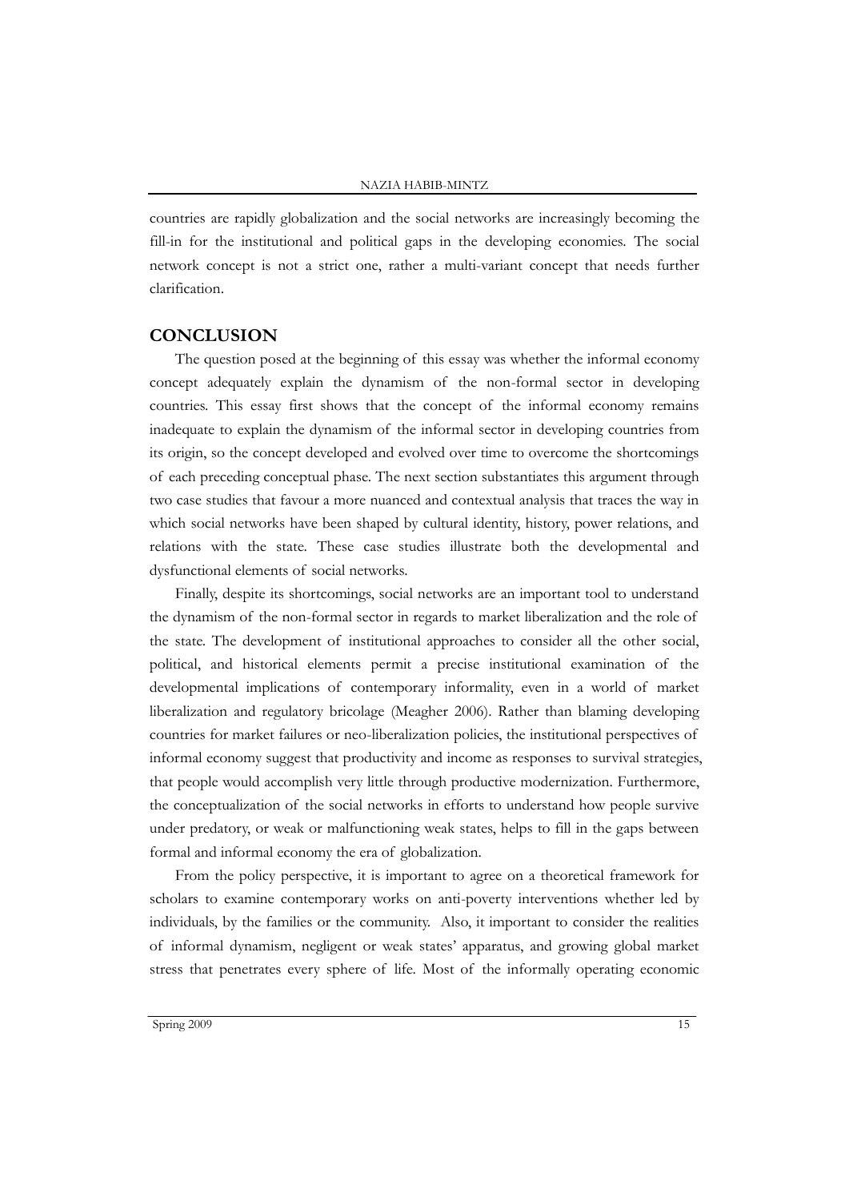countries are rapidly globalization and the social networks are increasingly becoming the fill-in for the institutional and political gaps in the developing economies. The social network concept is not a strict one, rather a multi-variant concept that needs further clarification.

## CONCLUSION

The question posed at the beginning of this essay was whether the informal economy concept adequately explain the dynamism of the non-formal sector in developing countries. This essay first shows that the concept of the informal economy remains inadequate to explain the dynamism of the informal sector in developing countries from its origin, so the concept developed and evolved over time to overcome the shortcomings of each preceding conceptual phase. The next section substantiates this argument through two case studies that favour a more nuanced and contextual analysis that traces the way in which social networks have been shaped by cultural identity, history, power relations, and relations with the state. These case studies illustrate both the developmental and dysfunctional elements of social networks.

Finally, despite its shortcomings, social networks are an important tool to understand the dynamism of the non-formal sector in regards to market liberalization and the role of the state. The development of institutional approaches to consider all the other social, political, and historical elements permit a precise institutional examination of the developmental implications of contemporary informality, even in a world of market liberalization and regulatory bricolage (Meagher 2006). Rather than blaming developing countries for market failures or neo-liberalization policies, the institutional perspectives of informal economy suggest that productivity and income as responses to survival strategies, that people would accomplish very little through productive modernization. Furthermore, the conceptualization of the social networks in efforts to understand how people survive under predatory, or weak or malfunctioning weak states, helps to fill in the gaps between formal and informal economy the era of globalization.

From the policy perspective, it is important to agree on a theoretical framework for scholars to examine contemporary works on anti-poverty interventions whether led by individuals, by the families or the community. Also, it important to consider the realities of informal dynamism, negligent or weak states' apparatus, and growing global market stress that penetrates every sphere of life. Most of the informally operating economic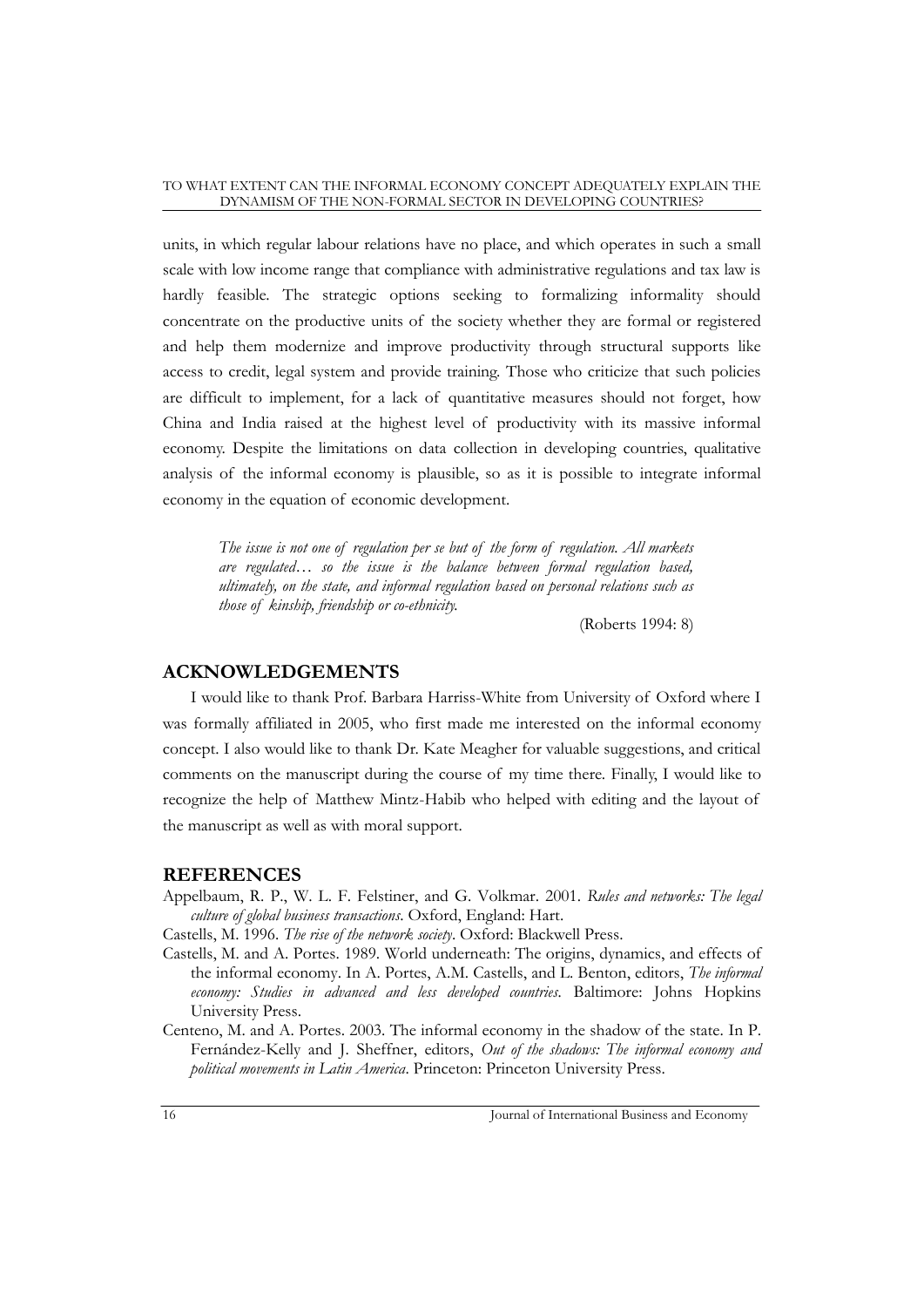units, in which regular labour relations have no place, and which operates in such a small scale with low income range that compliance with administrative regulations and tax law is hardly feasible. The strategic options seeking to formalizing informality should concentrate on the productive units of the society whether they are formal or registered and help them modernize and improve productivity through structural supports like access to credit, legal system and provide training. Those who criticize that such policies are difficult to implement, for a lack of quantitative measures should not forget, how China and India raised at the highest level of productivity with its massive informal economy. Despite the limitations on data collection in developing countries, qualitative analysis of the informal economy is plausible, so as it is possible to integrate informal economy in the equation of economic development.

> *The issue is not one of regulation per se but of the form of regulation. All markets are regulated… so the issue is the balance between formal regulation based, ultimately, on the state, and informal regulation based on personal relations such as those of kinship, friendship or co-ethnicity.*
>
> (Roberts 1994: 8)

## ACKNOWLEDGEMENTS

I would like to thank Prof. Barbara Harriss-White from University of Oxford where I was formally affiliated in 2005, who first made me interested on the informal economy concept. I also would like to thank Dr. Kate Meagher for valuable suggestions, and critical comments on the manuscript during the course of my time there. Finally, I would like to recognize the help of Matthew Mintz-Habib who helped with editing and the layout of the manuscript as well as with moral support.

## REFERENCES

Appelbaum, R. P., W. L. F. Felstiner, and G. Volkmar. 2001. *Rules and networks: The legal culture of global business transactions*. Oxford, England: Hart.

Castells, M. 1996. *The rise of the network society*. Oxford: Blackwell Press.

Castells, M. and A. Portes. 1989. World underneath: The origins, dynamics, and effects of the informal economy. In A. Portes, A.M. Castells, and L. Benton, editors, *The informal economy: Studies in advanced and less developed countries*. Baltimore: Johns Hopkins University Press.

Centeno, M. and A. Portes. 2003. The informal economy in the shadow of the state. In P. Fernández-Kelly and J. Sheffner, editors, *Out of the shadows: The informal economy and political movements in Latin America*. Princeton: Princeton University Press.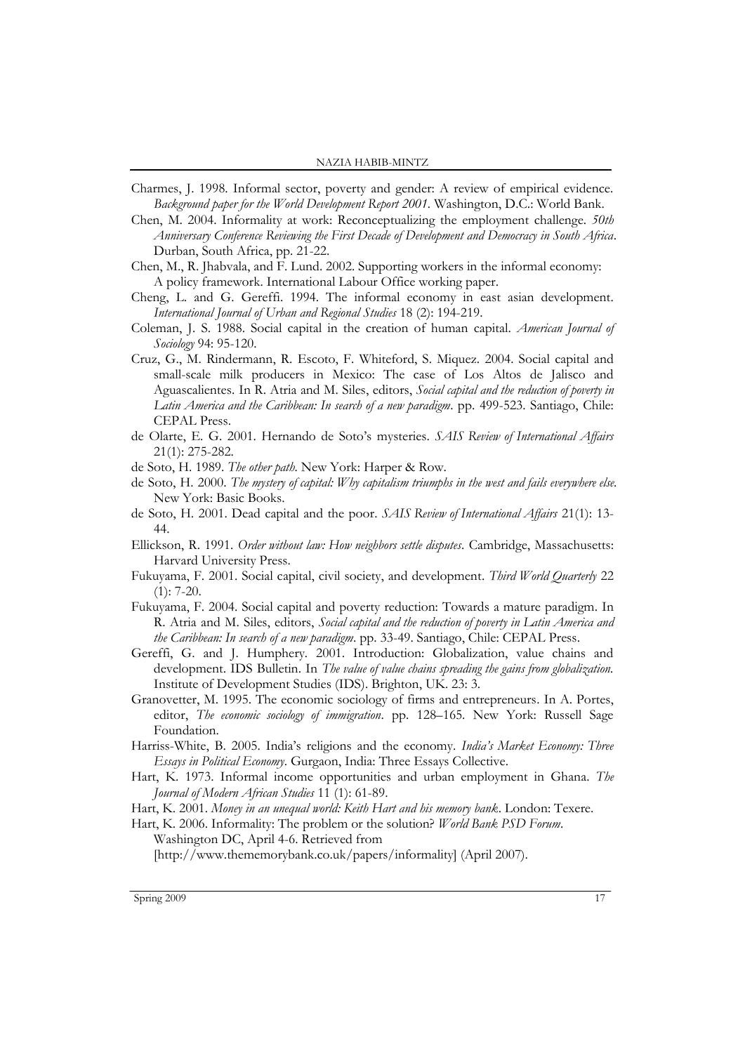Charmes, J. 1998. Informal sector, poverty and gender: A review of empirical evidence. *Background paper for the World Development Report 2001.* Washington, D.C.: World Bank.

Chen, M. 2004. Informality at work: Reconceptualizing the employment challenge. *50th Anniversary Conference Reviewing the First Decade of Development and Democracy in South Africa*. Durban, South Africa, pp. 21-22.

Chen, M., R. Jhabvala, and F. Lund. 2002. Supporting workers in the informal economy: A policy framework. International Labour Office working paper.

Cheng, L. and G. Gereffi. 1994. The informal economy in east asian development. *International Journal of Urban and Regional Studies* 18 (2): 194-219.

Coleman, J. S. 1988. Social capital in the creation of human capital. *American Journal of Sociology* 94: 95-120.

Cruz, G., M. Rindermann, R. Escoto, F. Whiteford, S. Miquez. 2004. Social capital and small-scale milk producers in Mexico: The case of Los Altos de Jalisco and Aguascalientes. In R. Atria and M. Siles, editors, *Social capital and the reduction of poverty in Latin America and the Caribbean: In search of a new paradigm*. pp. 499-523. Santiago, Chile: CEPAL Press.

de Olarte, E. G. 2001. Hernando de Soto's mysteries. *SAIS Review of International Affairs* 21(1): 275-282.

de Soto, H. 1989. *The other path.* New York: Harper & Row.

de Soto, H. 2000. *The mystery of capital: Why capitalism triumphs in the west and fails everywhere else.* New York: Basic Books.

de Soto, H. 2001. Dead capital and the poor. *SAIS Review of International Affairs* 21(1): 13-44.

Ellickson, R. 1991. *Order without law: How neighbors settle disputes.* Cambridge, Massachusetts: Harvard University Press.

Fukuyama, F. 2001. Social capital, civil society, and development. *Third World Quarterly* 22 (1): 7-20.

Fukuyama, F. 2004. Social capital and poverty reduction: Towards a mature paradigm. In R. Atria and M. Siles, editors, *Social capital and the reduction of poverty in Latin America and the Caribbean: In search of a new paradigm*. pp. 33-49. Santiago, Chile: CEPAL Press.

Gereffi, G. and J. Humphery. 2001. Introduction: Globalization, value chains and development. IDS Bulletin. In *The value of value chains spreading the gains from globalization.* Institute of Development Studies (IDS). Brighton, UK. 23: 3.

Granovetter, M. 1995. The economic sociology of firms and entrepreneurs. In A. Portes, editor, *The economic sociology of immigration*. pp. 128–165. New York: Russell Sage Foundation.

Harriss-White, B. 2005. India's religions and the economy. *India's Market Economy: Three Essays in Political Economy.* Gurgaon, India: Three Essays Collective.

Hart, K. 1973. Informal income opportunities and urban employment in Ghana. *The Journal of Modern African Studies* 11 (1): 61-89.

Hart, K. 2001. *Money in an unequal world: Keith Hart and his memory bank*. London: Texere.

Hart, K. 2006. Informality: The problem or the solution? *World Bank PSD Forum*. Washington DC, April 4-6. Retrieved from [http://www.thememorybank.co.uk/papers/informality] (April 2007).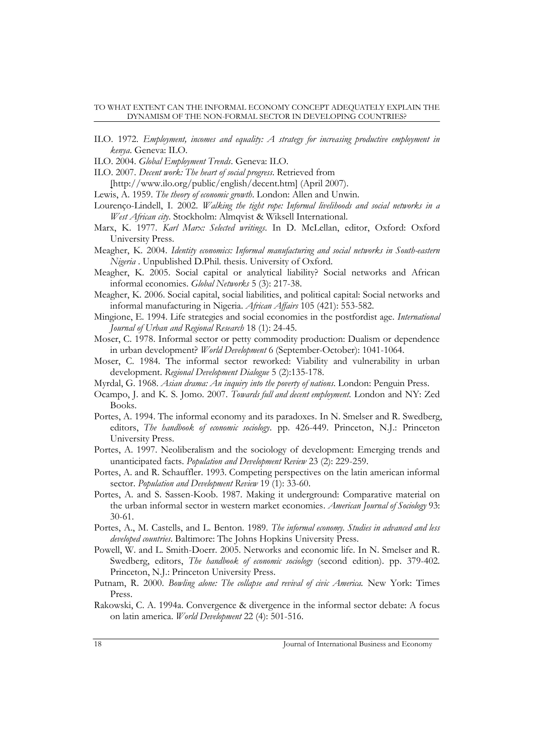ILO. 1972. *Employment, incomes and equality: A strategy for increasing productive employment in kenya*. Geneva: ILO.

ILO. 2004. *Global Employment Trends*. Geneva: ILO.

ILO. 2007. *Decent work: The heart of social progress*. Retrieved from [http://www.ilo.org/public/english/decent.htm] (April 2007).

Lewis, A. 1959. *The theory of economic growth*. London: Allen and Unwin.

Lourenço-Lindell, I. 2002. *Walking the tight rope: Informal livelihoods and social networks in a West African city*. Stockholm: Almqvist & Wiksell International.

Marx, K. 1977. *Karl Marx: Selected writings*. In D. McLellan, editor, Oxford: Oxford University Press.

Meagher, K. 2004. *Identity economics: Informal manufacturing and social networks in South-eastern Nigeria* . Unpublished D.Phil. thesis. University of Oxford.

Meagher, K. 2005. Social capital or analytical liability? Social networks and African informal economies. *Global Networks* 5 (3): 217-38.

Meagher, K. 2006. Social capital, social liabilities, and political capital: Social networks and informal manufacturing in Nigeria. *African Affairs* 105 (421): 553-582.

Mingione, E. 1994. Life strategies and social economies in the postfordist age. *International Journal of Urban and Regional Research* 18 (1): 24-45.

Moser, C. 1978. Informal sector or petty commodity production: Dualism or dependence in urban development? *World Development* 6 (September-October): 1041-1064.

Moser, C. 1984. The informal sector reworked: Viability and vulnerability in urban development. *Regional Development Dialogue* 5 (2):135-178.

Myrdal, G. 1968. *Asian drama: An inquiry into the poverty of nations*. London: Penguin Press.

Ocampo, J. and K. S. Jomo. 2007. *Towards full and decent employment*. London and NY: Zed Books.

Portes, A. 1994. The informal economy and its paradoxes. In N. Smelser and R. Swedberg, editors, *The handbook of economic sociology*. pp. 426-449. Princeton, N.J.: Princeton University Press.

Portes, A. 1997. Neoliberalism and the sociology of development: Emerging trends and unanticipated facts. *Population and Development Review* 23 (2): 229-259.

Portes, A. and R. Schauffler. 1993. Competing perspectives on the latin american informal sector. *Population and Development Review* 19 (1): 33-60.

Portes, A. and S. Sassen-Koob. 1987. Making it underground: Comparative material on the urban informal sector in western market economies. *American Journal of Sociology* 93: 30-61.

Portes, A., M. Castells, and L. Benton. 1989. *The informal economy. Studies in advanced and less developed countries*. Baltimore: The Johns Hopkins University Press.

Powell, W. and L. Smith-Doerr. 2005. Networks and economic life. In N. Smelser and R. Swedberg, editors, *The handbook of economic sociology* (second edition). pp. 379-402. Princeton, N.J.: Princeton University Press.

Putnam, R. 2000. *Bowling alone: The collapse and revival of civic America.* New York: Times Press.

Rakowski, C. A. 1994a. Convergence & divergence in the informal sector debate: A focus on latin america. *World Development* 22 (4): 501-516.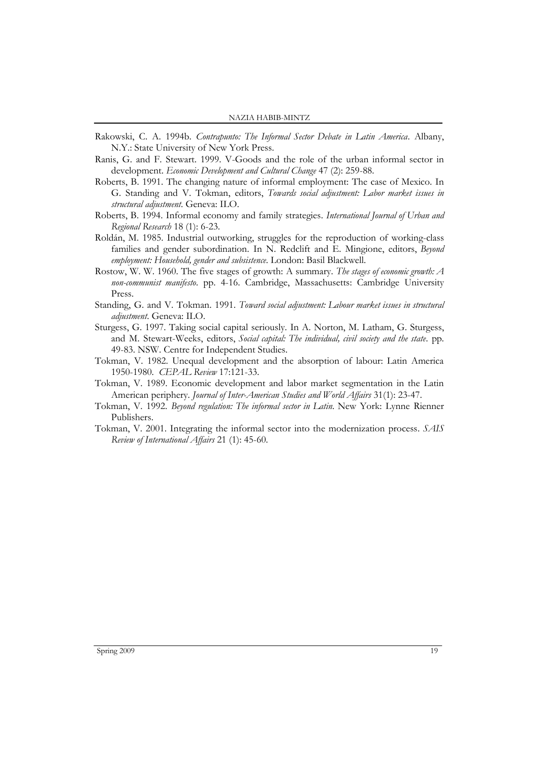Rakowski, C. A. 1994b. *Contrapunto: The Informal Sector Debate in Latin America*. Albany, N.Y.: State University of New York Press.

Ranis, G. and F. Stewart. 1999. V-Goods and the role of the urban informal sector in development. *Economic Development and Cultural Change* 47 (2): 259-88.

Roberts, B. 1991. The changing nature of informal employment: The case of Mexico. In G. Standing and V. Tokman, editors, *Towards social adjustment: Labor market issues in structural adjustment*. Geneva: ILO.

Roberts, B. 1994. Informal economy and family strategies. *International Journal of Urban and Regional Research* 18 (1): 6-23.

Roldán, M. 1985. Industrial outworking, struggles for the reproduction of working-class families and gender subordination. In N. Redclift and E. Mingione, editors, *Beyond employment: Household, gender and subsistence*. London: Basil Blackwell.

Rostow, W. W. 1960. The five stages of growth: A summary. *The stages of economic growth: A non-communist manifesto*. pp. 4-16. Cambridge, Massachusetts: Cambridge University Press.

Standing, G. and V. Tokman. 1991. *Toward social adjustment: Labour market issues in structural adjustment*. Geneva: ILO.

Sturgess, G. 1997. Taking social capital seriously. In A. Norton, M. Latham, G. Sturgess, and M. Stewart-Weeks, editors, *Social capital: The individual, civil society and the state*. pp. 49-83. NSW. Centre for Independent Studies.

Tokman, V. 1982. Unequal development and the absorption of labour: Latin America 1950-1980. *CEPAL Review* 17:121-33.

Tokman, V. 1989. Economic development and labor market segmentation in the Latin American periphery. *Journal of Inter-American Studies and World Affairs* 31(1): 23-47.

Tokman, V. 1992. *Beyond regulation: The informal sector in Latin*. New York: Lynne Rienner Publishers.

Tokman, V. 2001. Integrating the informal sector into the modernization process. *SAIS Review of International Affairs* 21 (1): 45-60.